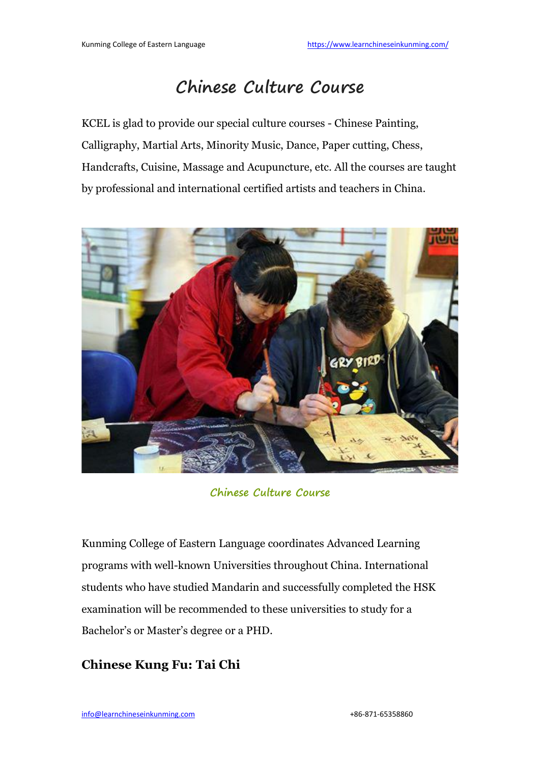# Chinese Culture Course

KCEL is glad to provide our special culture courses - Chinese Painting, Calligraphy, Martial Arts, Minority Music, Dance, Paper cutting, Chess, Handcrafts, Cuisine, Massage and Acupuncture, etc. All the courses are taught by professional and international certified artists and teachers in China.

Chinese Culture Course

Kunming College of Eastern Language coordinates Advanced Learning programs with well-known Universities throughout China. International students who have studied Mandarin and successfully completed the HSK examination will be recommended to these universities to study for a Bachelor's or Master's degree or a PHD.

## Chinese Kung Fu: Tai Chi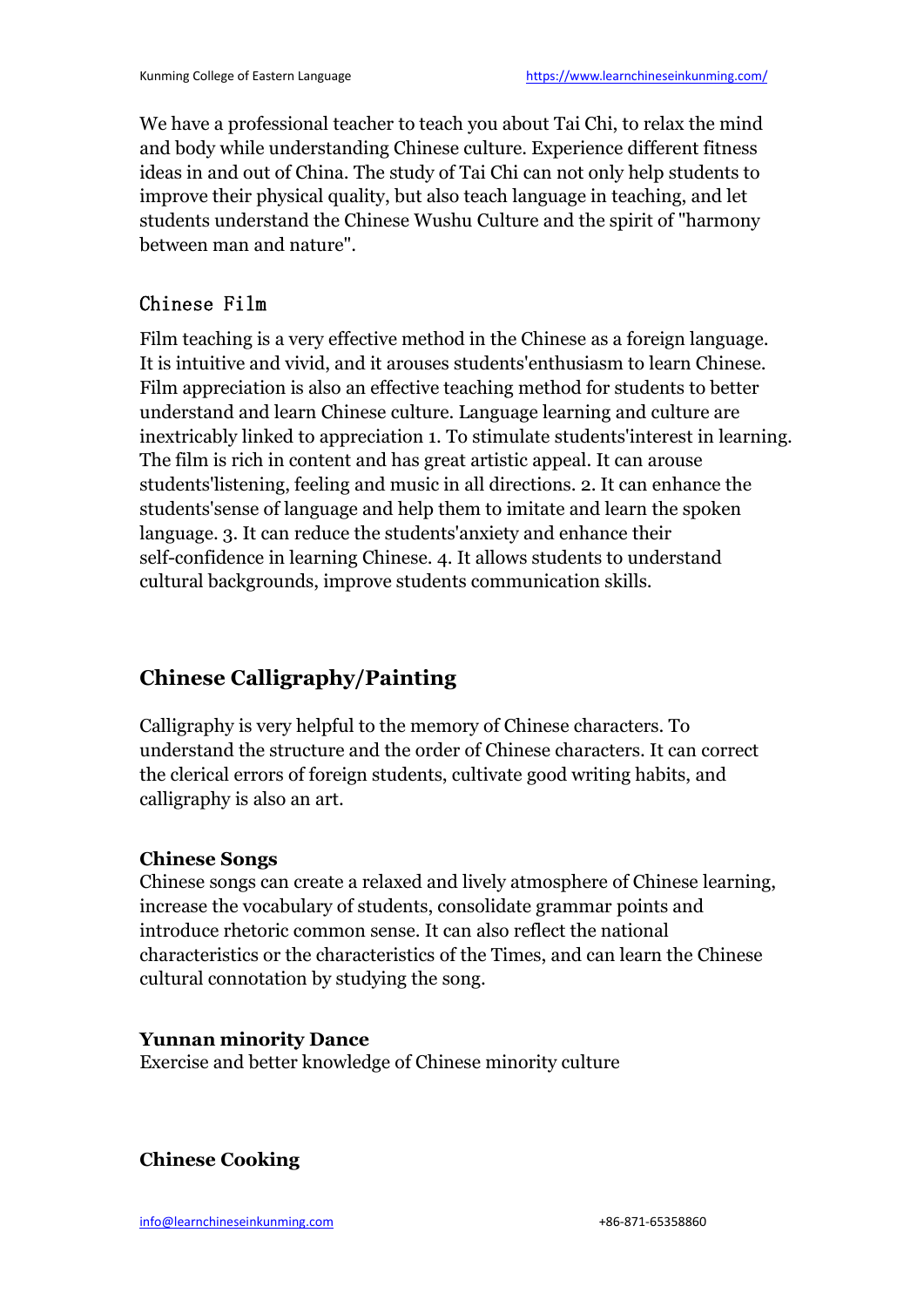We have a professional teacher to teach you about Tai Chi, to relax the mind and body while understanding Chinese culture. Experience different fitness ideas in and out of China. The study of Tai Chi can not only help students to improve their physical quality, but also teach language in teaching, and let students understand the Chinese Wushu Culture and the spirit of "harmony between man and nature".

### Chinese Film

Film teaching is a very effective method in the Chinese as a foreign language. It is intuitive and vivid, and it arouses students'enthusiasm to learn Chinese. Film appreciation is also an effective teaching method for students to better understand and learn Chinese culture. Language learning and culture are inextricably linked to appreciation 1. To stimulate students'interest in learning. The film is rich in content and has great artistic appeal. It can arouse students'listening, feeling and music in all directions. 2. It can enhance the students'sense of language and help them to imitate and learn the spoken language. 3. It can reduce the students'anxiety and enhance their self-confidence in learning Chinese. 4. It allows students to understand cultural backgrounds, improve students communication skills.

## Chinese Calligraphy/Painting

Calligraphy is very helpful to the memory of Chinese characters. To understand the structure and the order of Chinese characters. It can correct the clerical errors of foreign students, cultivate good writing habits, and calligraphy is also an art.

**Chinese Songs**

Chinese songs can create a relaxed and lively atmosphere of Chinese learning, increase the vocabulary of students, consolidate grammar points and introduce rhetoric common sense. It can also reflect the national characteristics or the characteristics of the Times, and can learn the Chinese cultural connotation by studying the song.

**Yunnan minority Dance**

Exercise and better knowledge of Chinese minority culture

**Chinese Cooking**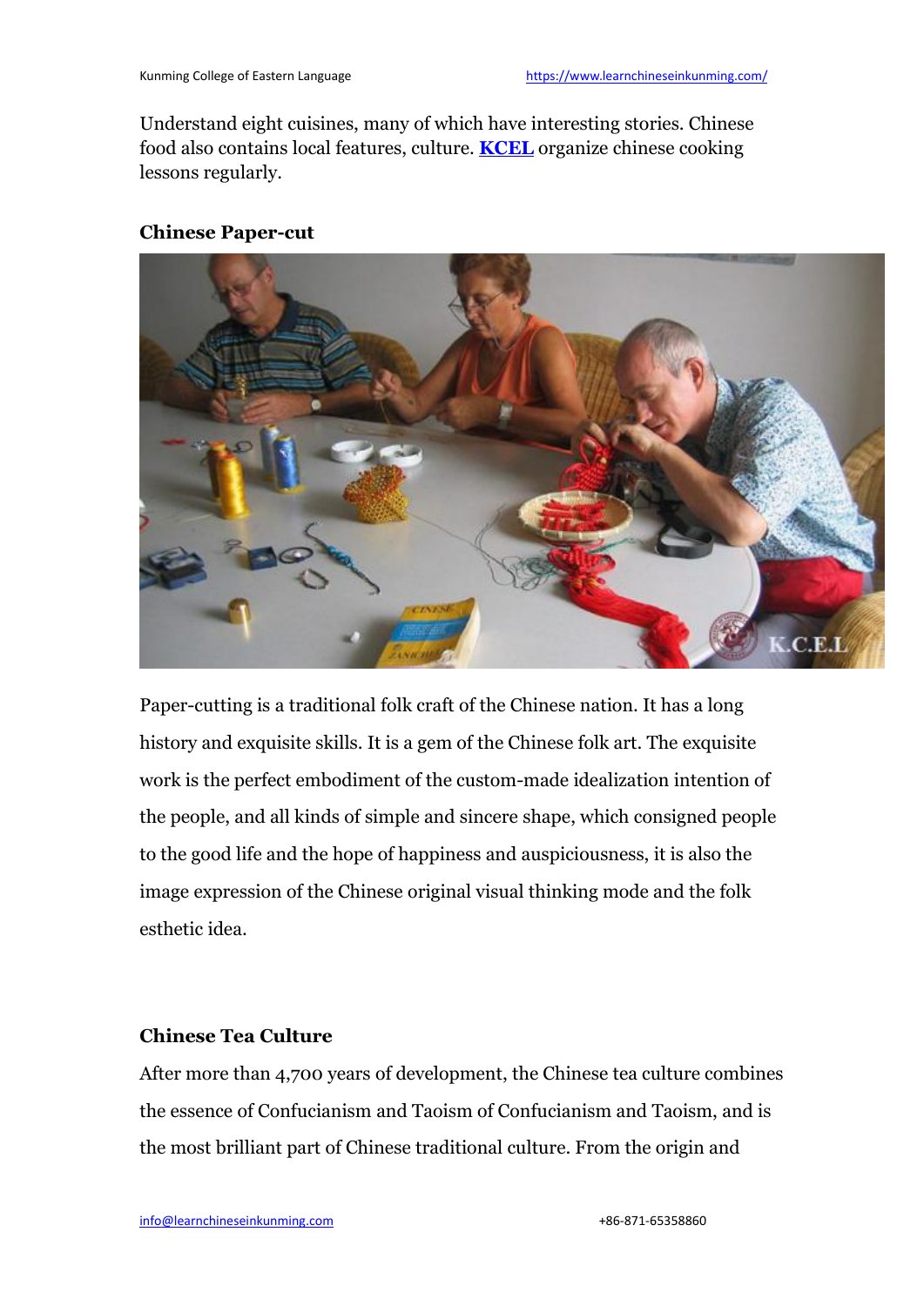Understand eight cuisines, many of which have interesting stories. Chinese food also contains local features, culture. **KCEL** organize chinese cooking lessons regularly.

### Chinese Paper-cut

Paper-cutting is a traditional folk craft of the Chinese nation. It has a long history and exquisite skills. It is a gem of the Chinese folk art. The exquisite work is the perfect embodiment of the custom-made idealization intention of the people, and all kinds of simple and sincere shape, which consigned people to the good life and the hope of happiness and auspiciousness, it is also the image expression of the Chinese original visual thinking mode and the folk esthetic idea.

### Chinese Tea Culture

After more than 4,700 years of development, the Chinese tea culture combines the essence of Confucianism and Taoism of Confucianism and Taoism, and is the most brilliant part of Chinese traditional culture. From the origin and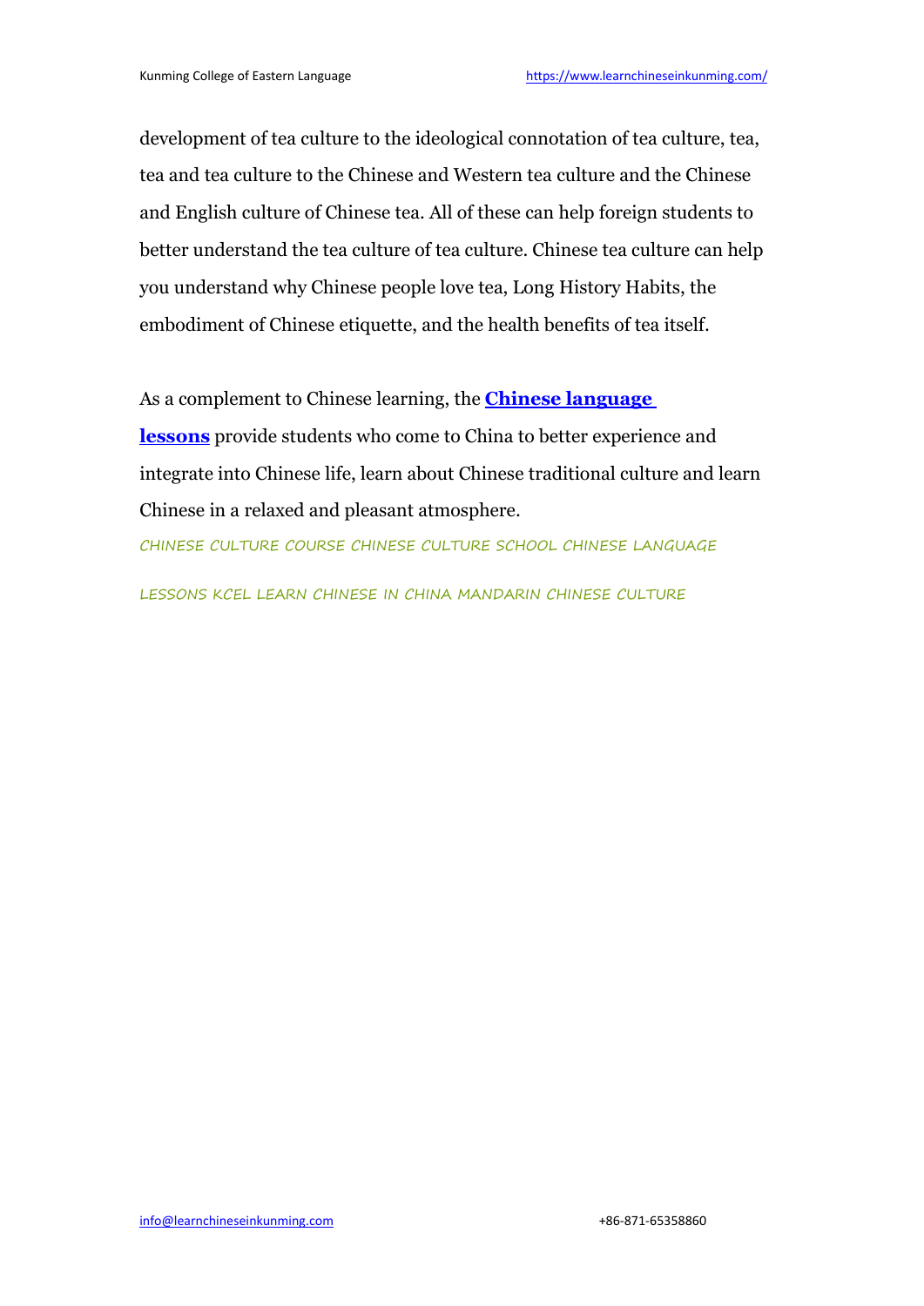development of tea culture to the ideological connotation of tea culture, tea, tea and tea culture to the Chinese and Western tea culture and the Chinese and English culture of Chinese tea. All of these can help foreign students to better understand the tea culture of tea culture. Chinese tea culture can help you understand why Chinese people love tea, Long History Habits, the embodiment of Chinese etiquette, and the health benefits of tea itself.

As a complement to Chinese learning, the **Chinese language lessons** provide students who come to China to better experience and integrate into Chinese life, learn about Chinese traditional culture and learn Chinese in a relaxed and pleasant atmosphere.

CHINESE CULTURE COURSE CHINESE CULTURE SCHOOL CHINESE LANGUAGE LESSONS KCEL LEARN CHINESE IN CHINA MANDARIN CHINESE CULTURE